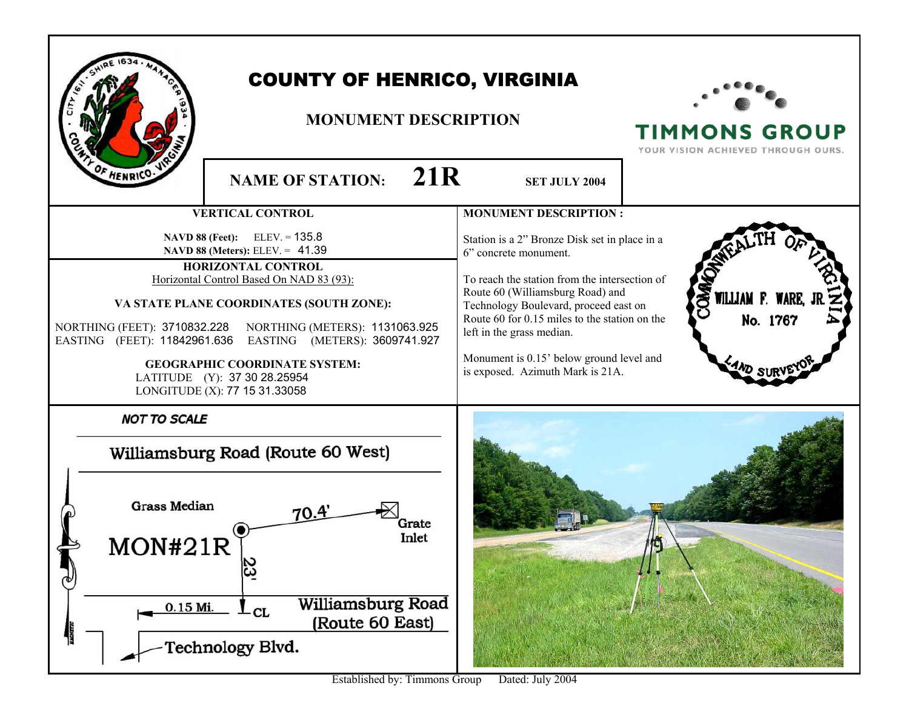# COUNTY OF HENRICO, VIRGINIA

## MONUMENT DESCRIPTION

**NAME OF STATION: 21R** **SET JULY 2004**

### VERTICAL CONTROL

**NAVD 88 (Feet):** ELEV. = 135.8
**NAVD 88 (Meters):** ELEV. = 41.39

### HORIZONTAL CONTROL

Horizontal Control Based On NAD 83 (93):

**VA STATE PLANE COORDINATES (SOUTH ZONE):**

NORTHING (FEET): 3710832.228 NORTHING (METERS): 1131063.925
EASTING (FEET): 11842961.636 EASTING (METERS): 3609741.927

**GEOGRAPHIC COORDINATE SYSTEM:**

LATITUDE (Y): 37 30 28.25954
LONGITUDE (X): 77 15 31.33058

### MONUMENT DESCRIPTION :

Station is a 2" Bronze Disk set in place in a 6" concrete monument.

To reach the station from the intersection of Route 60 (Williamsburg Road) and Technology Boulevard, proceed east on Route 60 for 0.15 miles to the station on the left in the grass median.

Monument is 0.15' below ground level and is exposed. Azimuth Mark is 21A.

COMMONWEALTH OF VIRGINIA
WILLIAM F. WARE, JR.
No. 1767
LAND SURVEYOR

*NOT TO SCALE*

Williamsburg Road (Route 60 West)

Grass Median

MON#21R

70.4'

Grate Inlet

23'

0.15 Mi.

CL

Williamsburg Road (Route 60 East)

Technology Blvd.

Established by: Timmons Group Dated: July 2004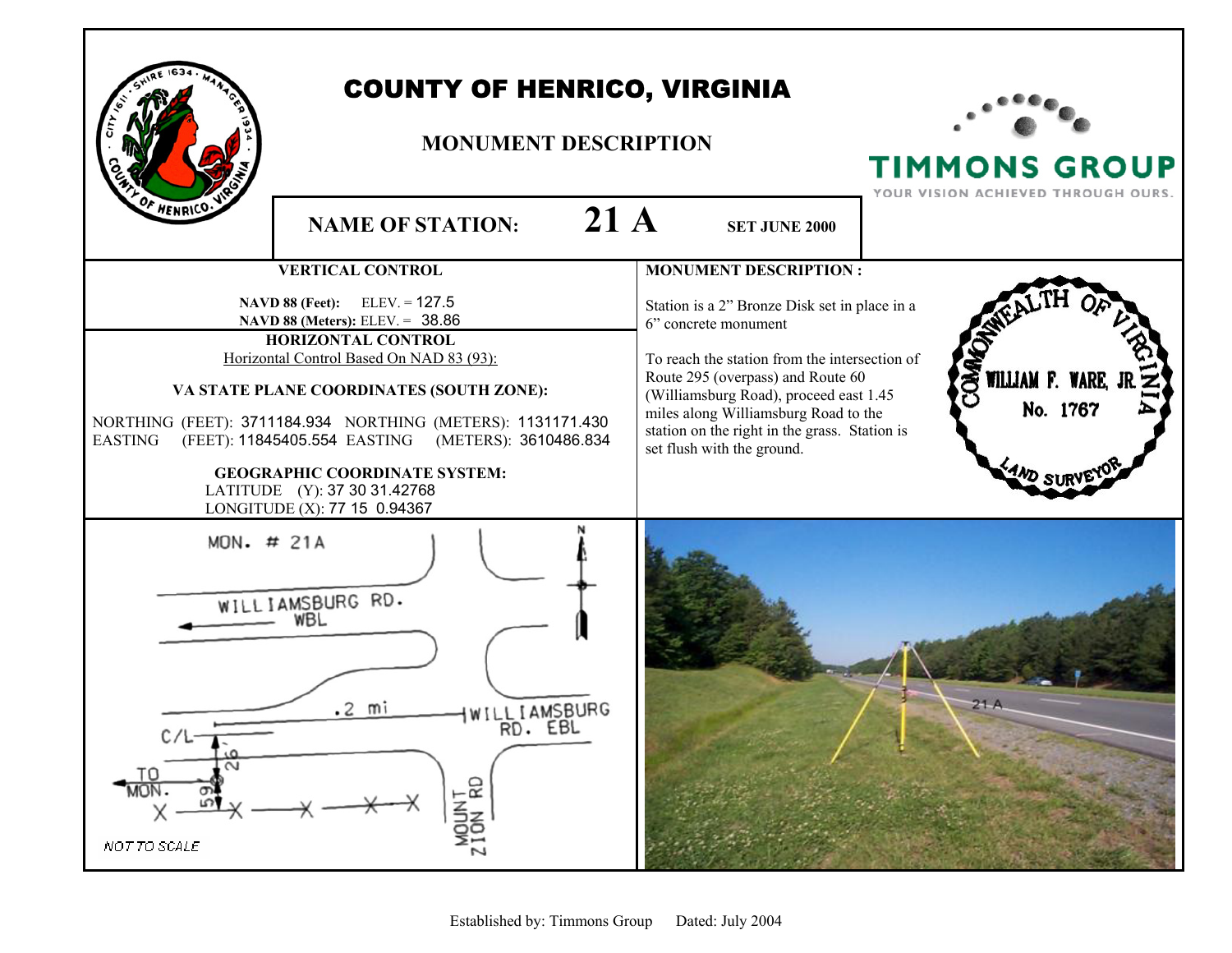# COUNTY OF HENRICO, VIRGINIA

## MONUMENT DESCRIPTION

TIMMONS GROUP
YOUR VISION ACHIEVED THROUGH OURS.

**NAME OF STATION:** **21 A** **SET JUNE 2000**

### VERTICAL CONTROL

**NAVD 88 (Feet):** ELEV. = 127.5
**NAVD 88 (Meters):** ELEV. = 38.86

### HORIZONTAL CONTROL

Horizontal Control Based On NAD 83 (93):

**VA STATE PLANE COORDINATES (SOUTH ZONE):**

NORTHING (FEET): 3711184.934 NORTHING (METERS): 1131171.430
EASTING (FEET): 11845405.554 EASTING (METERS): 3610486.834

**GEOGRAPHIC COORDINATE SYSTEM:**
LATITUDE (Y): 37 30 31.42768
LONGITUDE (X): 77 15 0.94367

### MONUMENT DESCRIPTION :

Station is a 2" Bronze Disk set in place in a 6" concrete monument

To reach the station from the intersection of Route 295 (overpass) and Route 60 (Williamsburg Road), proceed east 1.45 miles along Williamsburg Road to the station on the right in the grass. Station is set flush with the ground.

COMMONWEALTH OF VIRGINIA
WILLIAM F. WARE, JR.
No. 1767
LAND SURVEYOR

MON. # 21A
WILLIAMSBURG RD. WBL
.2 mi
WILLIAMSBURG RD. EBL
C/L
26'
TO MON.
59'
MOUNT ZION RD
N
NOT TO SCALE

21 A

Established by: Timmons Group Dated: July 2004